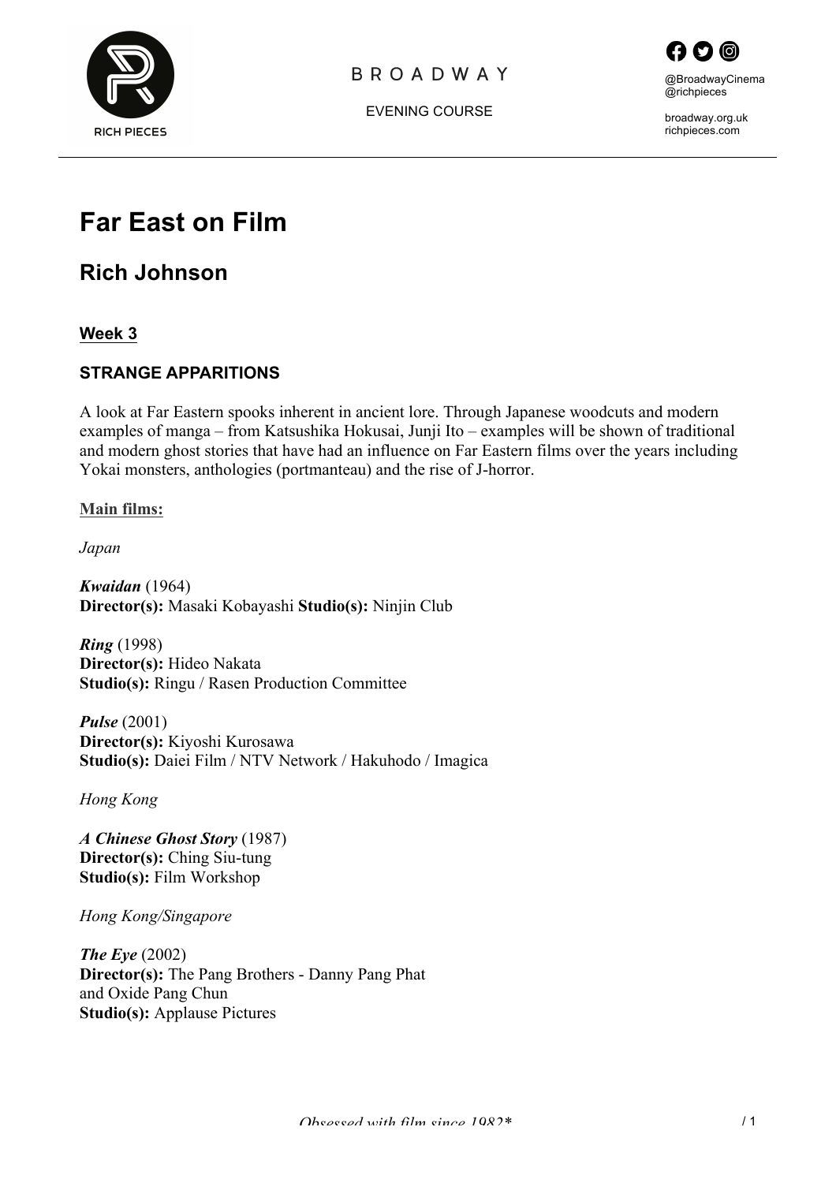RICH PIECES

BROADWAY

EVENING COURSE

@BroadwayCinema
@richpieces

broadway.org.uk
richpieces.com

# Far East on Film

## Rich Johnson

### Week 3

### STRANGE APPARITIONS

A look at Far Eastern spooks inherent in ancient lore. Through Japanese woodcuts and modern examples of manga – from Katsushika Hokusai, Junji Ito – examples will be shown of traditional and modern ghost stories that have had an influence on Far Eastern films over the years including Yokai monsters, anthologies (portmanteau) and the rise of J-horror.

**Main films:**

*Japan*

***Kwaidan*** (1964)
**Director(s):** Masaki Kobayashi **Studio(s):** Ninjin Club

***Ring*** (1998)
**Director(s):** Hideo Nakata
**Studio(s):** Ringu / Rasen Production Committee

***Pulse*** (2001)
**Director(s):** Kiyoshi Kurosawa
**Studio(s):** Daiei Film / NTV Network / Hakuhodo / Imagica

*Hong Kong*

***A Chinese Ghost Story*** (1987)
**Director(s):** Ching Siu-tung
**Studio(s):** Film Workshop

*Hong Kong/Singapore*

***The Eye*** (2002)
**Director(s):** The Pang Brothers - Danny Pang Phat and Oxide Pang Chun
**Studio(s):** Applause Pictures

*Obsessed with film since 1982**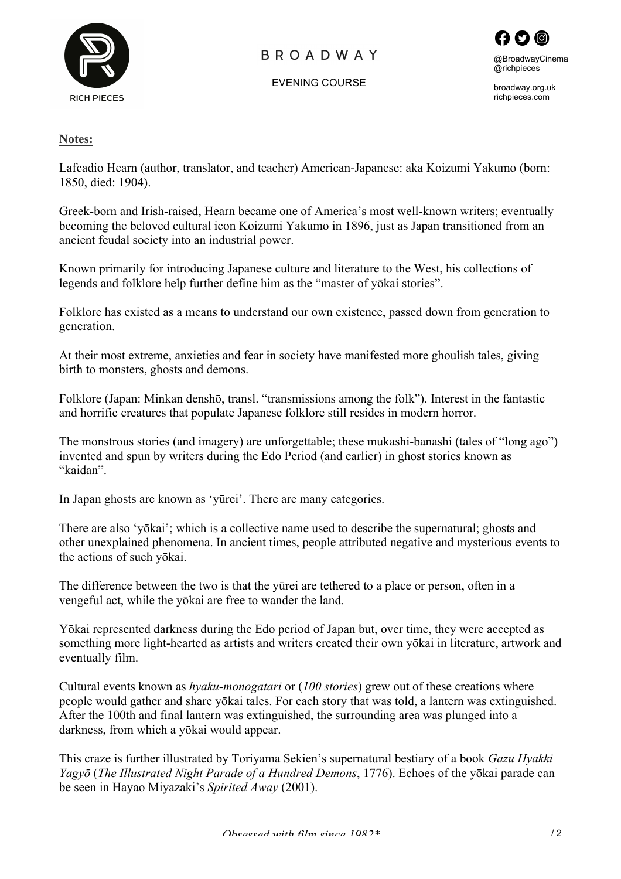**Notes:**

Lafcadio Hearn (author, translator, and teacher) American-Japanese: aka Koizumi Yakumo (born: 1850, died: 1904).

Greek-born and Irish-raised, Hearn became one of America's most well-known writers; eventually becoming the beloved cultural icon Koizumi Yakumo in 1896, just as Japan transitioned from an ancient feudal society into an industrial power.

Known primarily for introducing Japanese culture and literature to the West, his collections of legends and folklore help further define him as the "master of yōkai stories".

Folklore has existed as a means to understand our own existence, passed down from generation to generation.

At their most extreme, anxieties and fear in society have manifested more ghoulish tales, giving birth to monsters, ghosts and demons.

Folklore (Japan: Minkan denshō, transl. "transmissions among the folk"). Interest in the fantastic and horrific creatures that populate Japanese folklore still resides in modern horror.

The monstrous stories (and imagery) are unforgettable; these mukashi-banashi (tales of "long ago") invented and spun by writers during the Edo Period (and earlier) in ghost stories known as "kaidan".

In Japan ghosts are known as 'yūrei'. There are many categories.

There are also 'yōkai'; which is a collective name used to describe the supernatural; ghosts and other unexplained phenomena. In ancient times, people attributed negative and mysterious events to the actions of such yōkai.

The difference between the two is that the yūrei are tethered to a place or person, often in a vengeful act, while the yōkai are free to wander the land.

Yōkai represented darkness during the Edo period of Japan but, over time, they were accepted as something more light-hearted as artists and writers created their own yōkai in literature, artwork and eventually film.

Cultural events known as *hyaku-monogatari* or (*100 stories*) grew out of these creations where people would gather and share yōkai tales. For each story that was told, a lantern was extinguished. After the 100th and final lantern was extinguished, the surrounding area was plunged into a darkness, from which a yōkai would appear.

This craze is further illustrated by Toriyama Sekien's supernatural bestiary of a book *Gazu Hyakki Yagyō* (*The Illustrated Night Parade of a Hundred Demons*, 1776). Echoes of the yōkai parade can be seen in Hayao Miyazaki's *Spirited Away* (2001).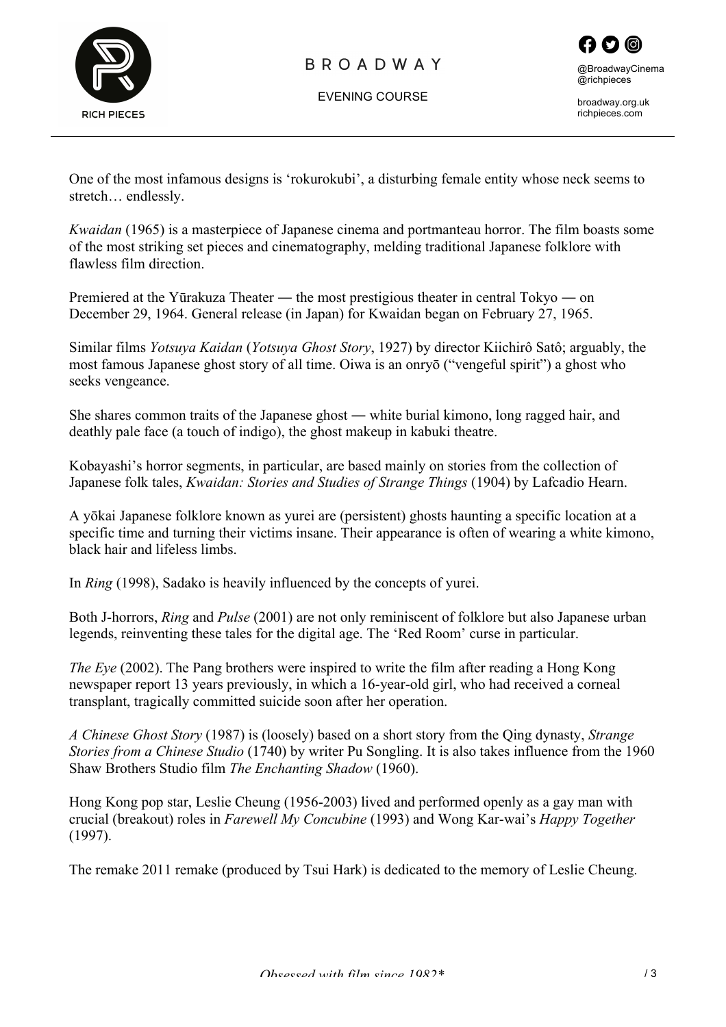One of the most infamous designs is 'rokurokubi', a disturbing female entity whose neck seems to stretch… endlessly.

*Kwaidan* (1965) is a masterpiece of Japanese cinema and portmanteau horror. The film boasts some of the most striking set pieces and cinematography, melding traditional Japanese folklore with flawless film direction.

Premiered at the Yūrakuza Theater ― the most prestigious theater in central Tokyo ― on December 29, 1964. General release (in Japan) for Kwaidan began on February 27, 1965.

Similar films *Yotsuya Kaidan* (*Yotsuya Ghost Story*, 1927) by director Kiichirô Satô; arguably, the most famous Japanese ghost story of all time. Oiwa is an onryō ("vengeful spirit") a ghost who seeks vengeance.

She shares common traits of the Japanese ghost ― white burial kimono, long ragged hair, and deathly pale face (a touch of indigo), the ghost makeup in kabuki theatre.

Kobayashi's horror segments, in particular, are based mainly on stories from the collection of Japanese folk tales, *Kwaidan: Stories and Studies of Strange Things* (1904) by Lafcadio Hearn.

A yōkai Japanese folklore known as yurei are (persistent) ghosts haunting a specific location at a specific time and turning their victims insane. Their appearance is often of wearing a white kimono, black hair and lifeless limbs.

In *Ring* (1998), Sadako is heavily influenced by the concepts of yurei.

Both J-horrors, *Ring* and *Pulse* (2001) are not only reminiscent of folklore but also Japanese urban legends, reinventing these tales for the digital age. The 'Red Room' curse in particular.

*The Eye* (2002). The Pang brothers were inspired to write the film after reading a Hong Kong newspaper report 13 years previously, in which a 16-year-old girl, who had received a corneal transplant, tragically committed suicide soon after her operation.

*A Chinese Ghost Story* (1987) is (loosely) based on a short story from the Qing dynasty, *Strange Stories from a Chinese Studio* (1740) by writer Pu Songling. It is also takes influence from the 1960 Shaw Brothers Studio film *The Enchanting Shadow* (1960).

Hong Kong pop star, Leslie Cheung (1956-2003) lived and performed openly as a gay man with crucial (breakout) roles in *Farewell My Concubine* (1993) and Wong Kar-wai's *Happy Together* (1997).

The remake 2011 remake (produced by Tsui Hark) is dedicated to the memory of Leslie Cheung.